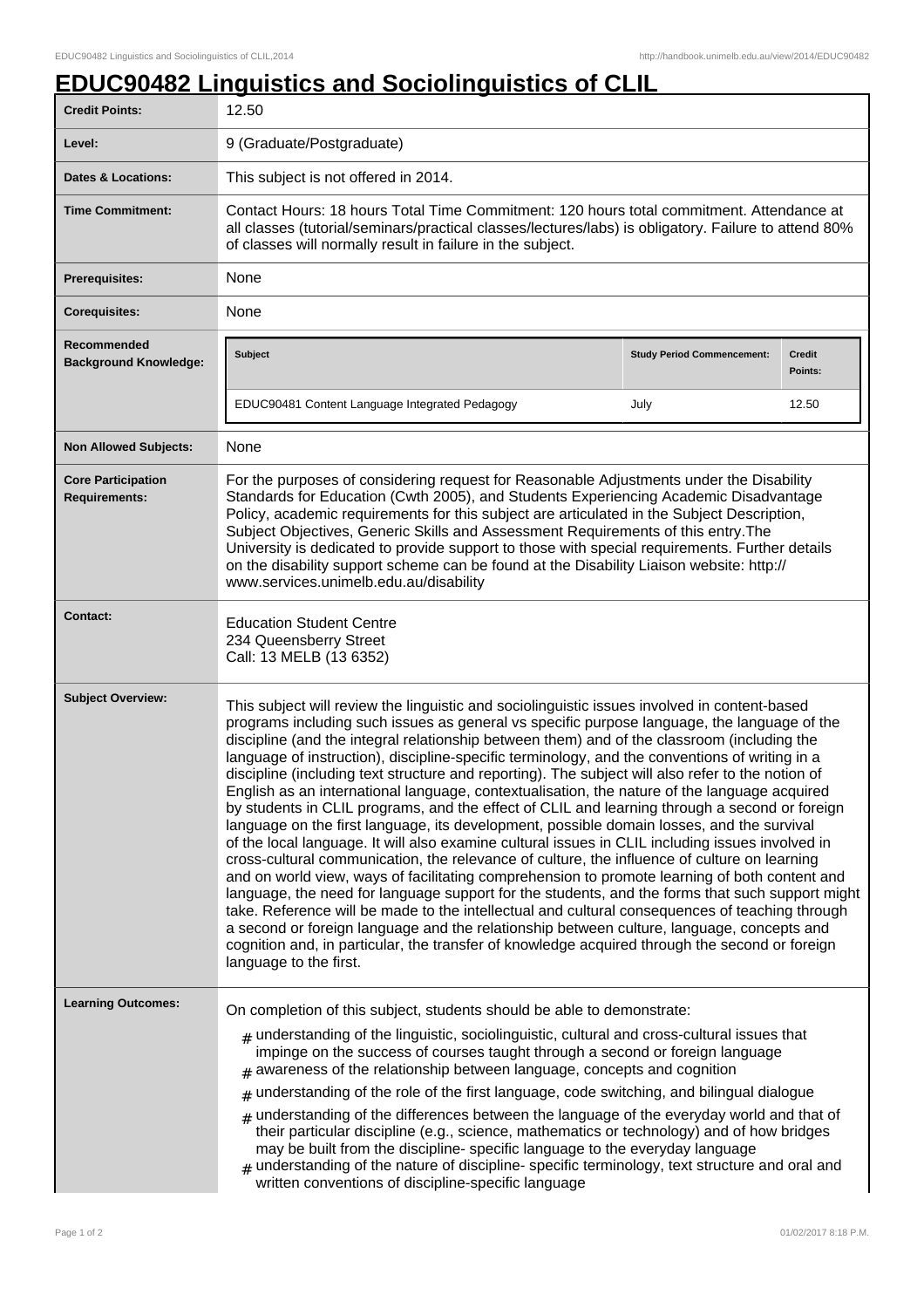# EDUC90482 Linguistics and Sociolinguistics of CLIL

| | |
|---|---|
| **Credit Points:** | 12.50 |
| **Level:** | 9 (Graduate/Postgraduate) |
| **Dates & Locations:** | This subject is not offered in 2014. |
| **Time Commitment:** | Contact Hours: 18 hours Total Time Commitment: 120 hours total commitment. Attendance at all classes (tutorial/seminars/practical classes/lectures/labs) is obligatory. Failure to attend 80% of classes will normally result in failure in the subject. |
| **Prerequisites:** | None |
| **Corequisites:** | None |
| **Recommended Background Knowledge:** | **Subject** / **Study Period Commencement** / **Credit Points:** — EDUC90481 Content Language Integrated Pedagogy / July / 12.50 |
| **Non Allowed Subjects:** | None |
| **Core Participation Requirements:** | For the purposes of considering request for Reasonable Adjustments under the Disability Standards for Education (Cwth 2005), and Students Experiencing Academic Disadvantage Policy, academic requirements for this subject are articulated in the Subject Description, Subject Objectives, Generic Skills and Assessment Requirements of this entry.The University is dedicated to provide support to those with special requirements. Further details on the disability support scheme can be found at the Disability Liaison website: http://www.services.unimelb.edu.au/disability |
| **Contact:** | Education Student Centre<br>234 Queensberry Street<br>Call: 13 MELB (13 6352) |
| **Subject Overview:** | This subject will review the linguistic and sociolinguistic issues involved in content-based programs including such issues as general vs specific purpose language, the language of the discipline (and the integral relationship between them) and of the classroom (including the language of instruction), discipline-specific terminology, and the conventions of writing in a discipline (including text structure and reporting). The subject will also refer to the notion of English as an international language, contextualisation, the nature of the language acquired by students in CLIL programs, and the effect of CLIL and learning through a second or foreign language on the first language, its development, possible domain losses, and the survival of the local language. It will also examine cultural issues in CLIL including issues involved in cross-cultural communication, the relevance of culture, the influence of culture on learning and on world view, ways of facilitating comprehension to promote learning of both content and language, the need for language support for the students, and the forms that such support might take. Reference will be made to the intellectual and cultural consequences of teaching through a second or foreign language and the relationship between culture, language, concepts and cognition and, in particular, the transfer of knowledge acquired through the second or foreign language to the first. |
| **Learning Outcomes:** | On completion of this subject, students should be able to demonstrate:<br># understanding of the linguistic, sociolinguistic, cultural and cross-cultural issues that impinge on the success of courses taught through a second or foreign language<br># awareness of the relationship between language, concepts and cognition<br># understanding of the role of the first language, code switching, and bilingual dialogue<br># understanding of the differences between the language of the everyday world and that of their particular discipline (e.g., science, mathematics or technology) and of how bridges may be built from the discipline- specific language to the everyday language<br># understanding of the nature of discipline- specific terminology, text structure and oral and written conventions of discipline-specific language |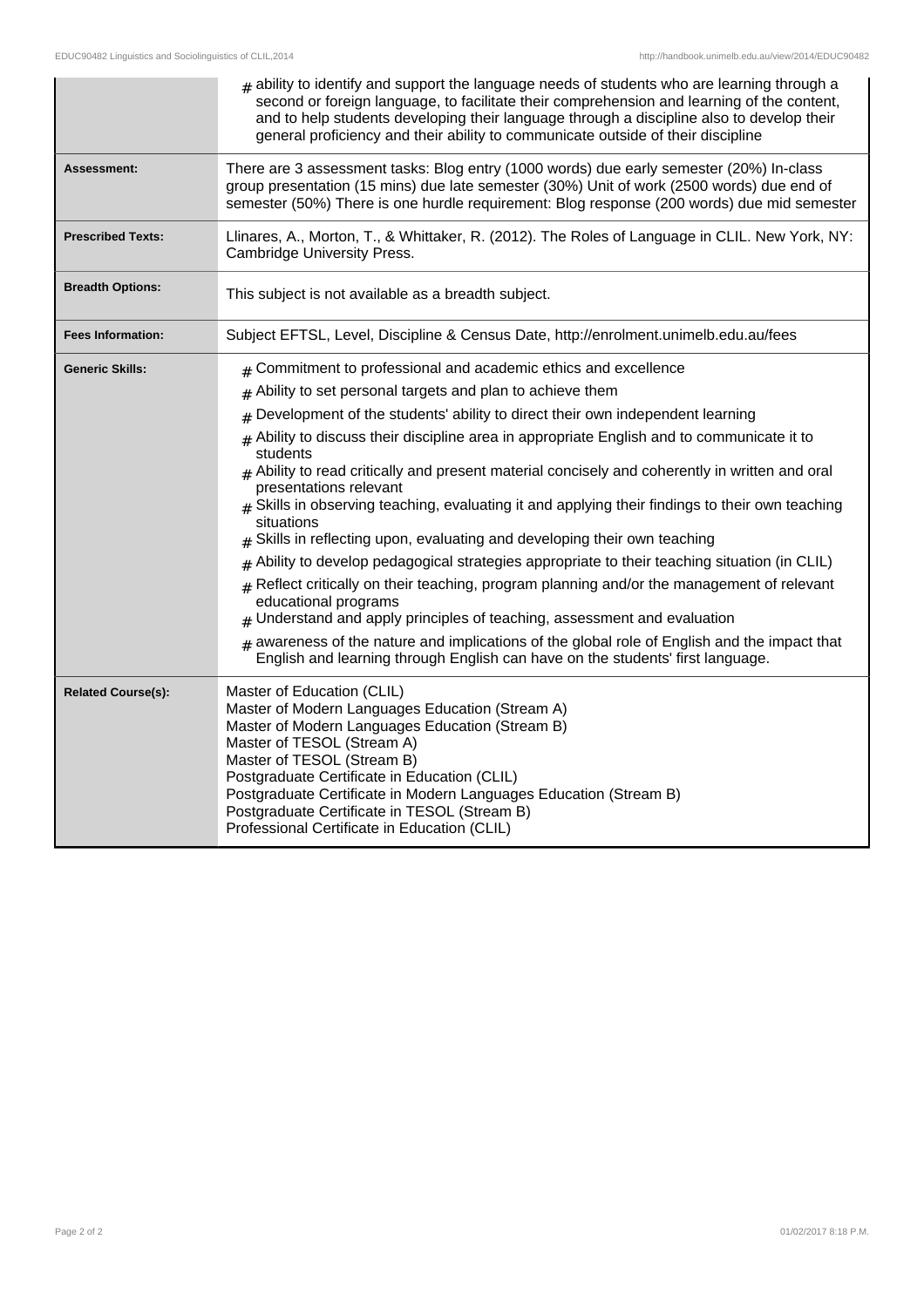| | |
|---|---|
| | # ability to identify and support the language needs of students who are learning through a second or foreign language, to facilitate their comprehension and learning of the content, and to help students developing their language through a discipline also to develop their general proficiency and their ability to communicate outside of their discipline |
| **Assessment:** | There are 3 assessment tasks: Blog entry (1000 words) due early semester (20%) In-class group presentation (15 mins) due late semester (30%) Unit of work (2500 words) due end of semester (50%) There is one hurdle requirement: Blog response (200 words) due mid semester |
| **Prescribed Texts:** | Llinares, A., Morton, T., & Whittaker, R. (2012). The Roles of Language in CLIL. New York, NY: Cambridge University Press. |
| **Breadth Options:** | This subject is not available as a breadth subject. |
| **Fees Information:** | Subject EFTSL, Level, Discipline & Census Date, http://enrolment.unimelb.edu.au/fees |
| **Generic Skills:** | # Commitment to professional and academic ethics and excellence<br># Ability to set personal targets and plan to achieve them<br># Development of the students' ability to direct their own independent learning<br># Ability to discuss their discipline area in appropriate English and to communicate it to students<br># Ability to read critically and present material concisely and coherently in written and oral presentations relevant<br># Skills in observing teaching, evaluating it and applying their findings to their own teaching situations<br># Skills in reflecting upon, evaluating and developing their own teaching<br># Ability to develop pedagogical strategies appropriate to their teaching situation (in CLIL)<br># Reflect critically on their teaching, program planning and/or the management of relevant educational programs<br># Understand and apply principles of teaching, assessment and evaluation<br># awareness of the nature and implications of the global role of English and the impact that English and learning through English can have on the students' first language. |
| **Related Course(s):** | Master of Education (CLIL)<br>Master of Modern Languages Education (Stream A)<br>Master of Modern Languages Education (Stream B)<br>Master of TESOL (Stream A)<br>Master of TESOL (Stream B)<br>Postgraduate Certificate in Education (CLIL)<br>Postgraduate Certificate in Modern Languages Education (Stream B)<br>Postgraduate Certificate in TESOL (Stream B)<br>Professional Certificate in Education (CLIL) |